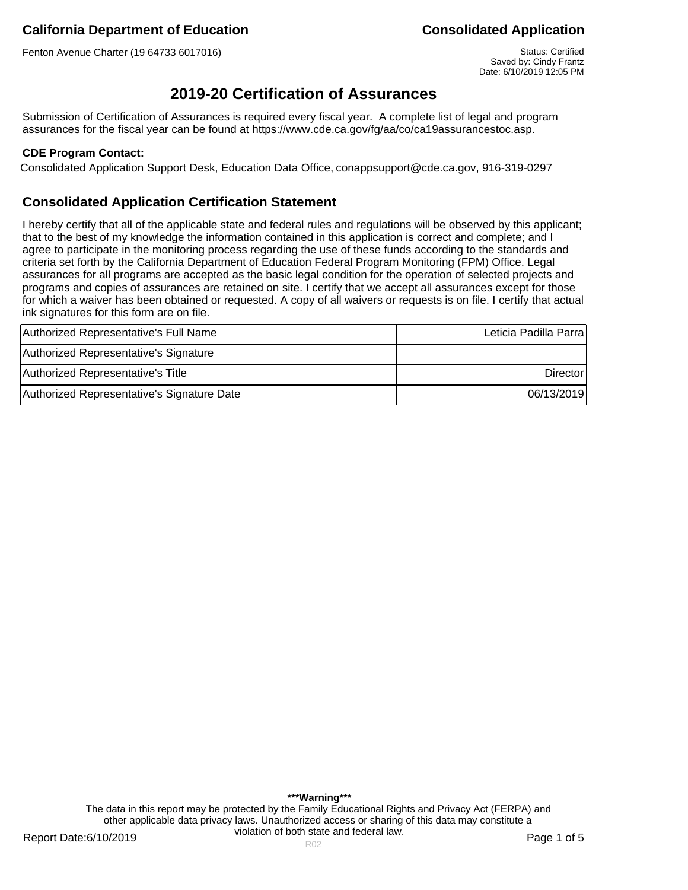# 2019-20 Certification of Assurances

Submission of Certification of Assurances is required every fiscal year. A complete list of legal and program assurances for the fiscal year can be found at https://www.cde.ca.gov/fg/aa/co/ca19assurancestoc.asp.

**CDE Program Contact:**

Consolidated Application Support Desk, Education Data Office, conappsupport@cde.ca.gov, 916-319-0297

## Consolidated Application Certification Statement

I hereby certify that all of the applicable state and federal rules and regulations will be observed by this applicant; that to the best of my knowledge the information contained in this application is correct and complete; and I agree to participate in the monitoring process regarding the use of these funds according to the standards and criteria set forth by the California Department of Education Federal Program Monitoring (FPM) Office. Legal assurances for all programs are accepted as the basic legal condition for the operation of selected projects and programs and copies of assurances are retained on site. I certify that we accept all assurances except for those for which a waiver has been obtained or requested. A copy of all waivers or requests is on file. I certify that actual ink signatures for this form are on file.

| | |
|---|---|
| Authorized Representative's Full Name | Leticia Padilla Parra |
| Authorized Representative's Signature | |
| Authorized Representative's Title | Director |
| Authorized Representative's Signature Date | 06/13/2019 |

**\*\*\*Warning\*\*\***

The data in this report may be protected by the Family Educational Rights and Privacy Act (FERPA) and other applicable data privacy laws. Unauthorized access or sharing of this data may constitute a violation of both state and federal law.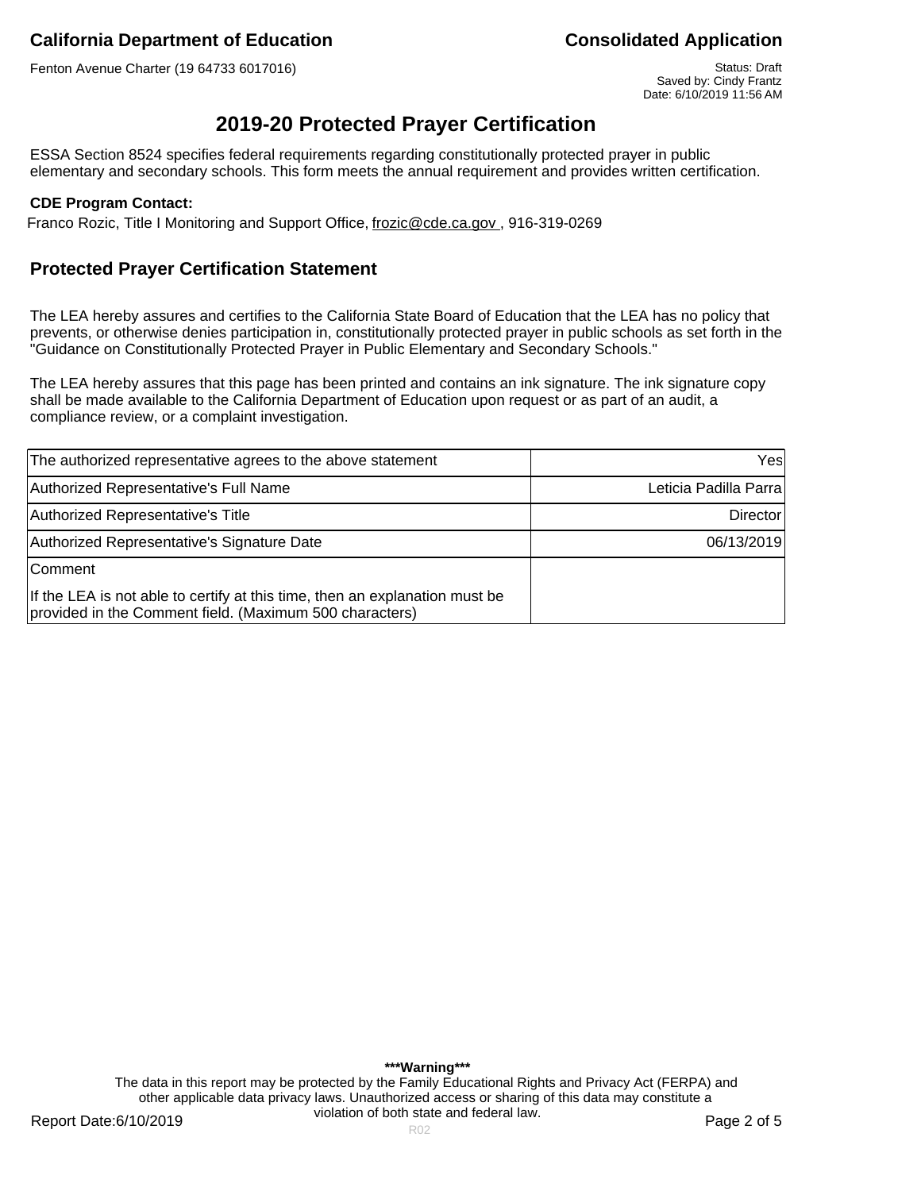# 2019-20 Protected Prayer Certification

ESSA Section 8524 specifies federal requirements regarding constitutionally protected prayer in public elementary and secondary schools. This form meets the annual requirement and provides written certification.

**CDE Program Contact:**

Franco Rozic, Title I Monitoring and Support Office, frozic@cde.ca.gov , 916-319-0269

## Protected Prayer Certification Statement

The LEA hereby assures and certifies to the California State Board of Education that the LEA has no policy that prevents, or otherwise denies participation in, constitutionally protected prayer in public schools as set forth in the "Guidance on Constitutionally Protected Prayer in Public Elementary and Secondary Schools."

The LEA hereby assures that this page has been printed and contains an ink signature. The ink signature copy shall be made available to the California Department of Education upon request or as part of an audit, a compliance review, or a complaint investigation.

| | |
|---|---|
| The authorized representative agrees to the above statement | Yes |
| Authorized Representative's Full Name | Leticia Padilla Parra |
| Authorized Representative's Title | Director |
| Authorized Representative's Signature Date | 06/13/2019 |
| Comment<br>If the LEA is not able to certify at this time, then an explanation must be provided in the Comment field. (Maximum 500 characters) | |

***Warning***

The data in this report may be protected by the Family Educational Rights and Privacy Act (FERPA) and other applicable data privacy laws. Unauthorized access or sharing of this data may constitute a violation of both state and federal law.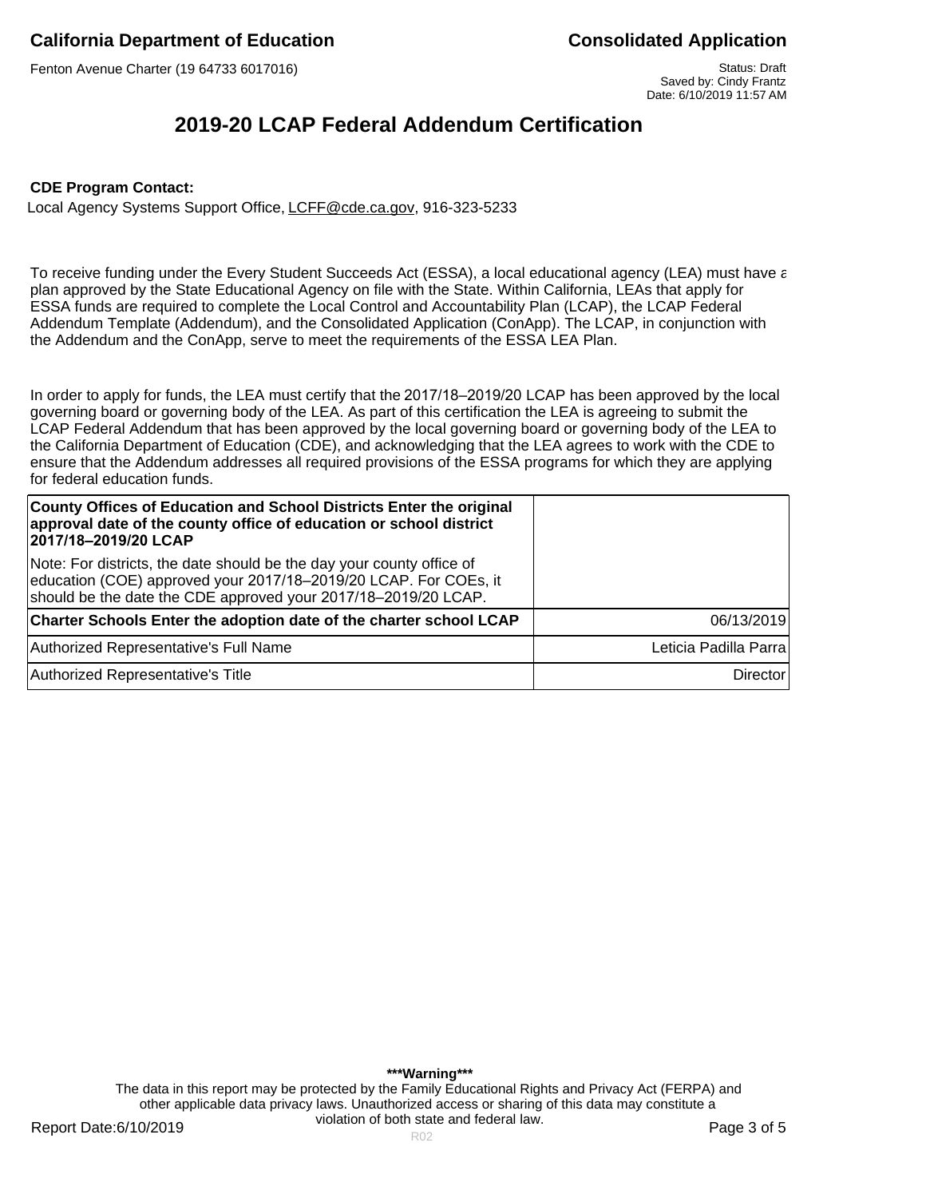# 2019-20 LCAP Federal Addendum Certification

**CDE Program Contact:**

Local Agency Systems Support Office, LCFF@cde.ca.gov, 916-323-5233

To receive funding under the Every Student Succeeds Act (ESSA), a local educational agency (LEA) must have a plan approved by the State Educational Agency on file with the State. Within California, LEAs that apply for ESSA funds are required to complete the Local Control and Accountability Plan (LCAP), the LCAP Federal Addendum Template (Addendum), and the Consolidated Application (ConApp). The LCAP, in conjunction with the Addendum and the ConApp, serve to meet the requirements of the ESSA LEA Plan.

In order to apply for funds, the LEA must certify that the 2017/18–2019/20 LCAP has been approved by the local governing board or governing body of the LEA. As part of this certification the LEA is agreeing to submit the LCAP Federal Addendum that has been approved by the local governing board or governing body of the LEA to the California Department of Education (CDE), and acknowledging that the LEA agrees to work with the CDE to ensure that the Addendum addresses all required provisions of the ESSA programs for which they are applying for federal education funds.

| | |
|---|---|
| **County Offices of Education and School Districts Enter the original approval date of the county office of education or school district 2017/18–2019/20 LCAP**<br>Note: For districts, the date should be the day your county office of education (COE) approved your 2017/18–2019/20 LCAP. For COEs, it should be the date the CDE approved your 2017/18–2019/20 LCAP. | |
| **Charter Schools Enter the adoption date of the charter school LCAP** | 06/13/2019 |
| Authorized Representative's Full Name | Leticia Padilla Parra |
| Authorized Representative's Title | Director |

**\*\*\*Warning\*\*\***

The data in this report may be protected by the Family Educational Rights and Privacy Act (FERPA) and other applicable data privacy laws. Unauthorized access or sharing of this data may constitute a violation of both state and federal law.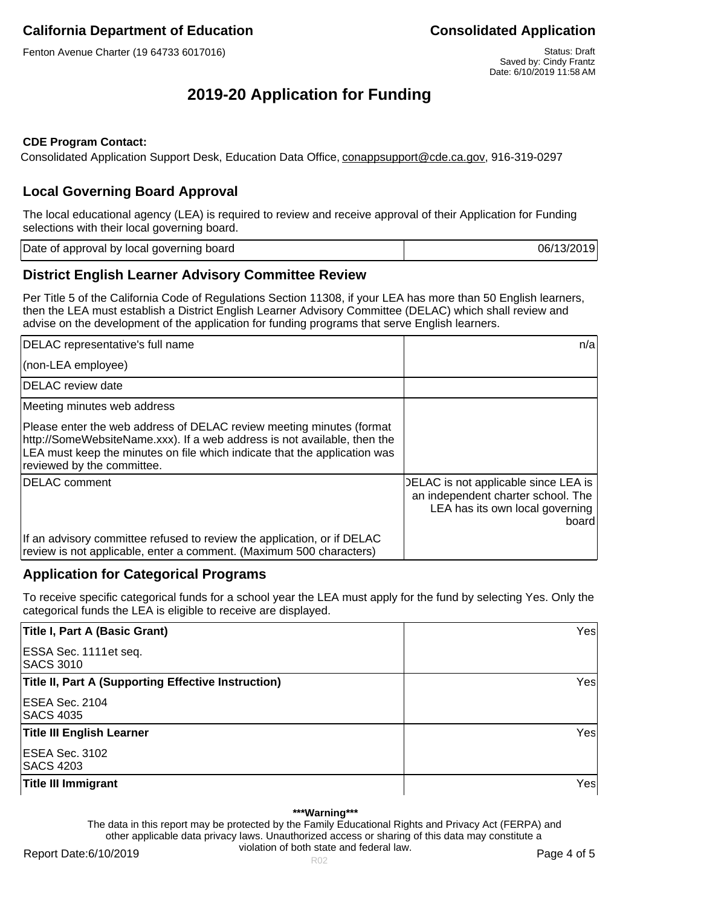**California Department of Education** **Consolidated Application**

Fenton Avenue Charter (19 64733 6017016)

Status: Draft
Saved by: Cindy Frantz
Date: 6/10/2019 11:58 AM

# 2019-20 Application for Funding

**CDE Program Contact:**

Consolidated Application Support Desk, Education Data Office, conappsupport@cde.ca.gov, 916-319-0297

## Local Governing Board Approval

The local educational agency (LEA) is required to review and receive approval of their Application for Funding selections with their local governing board.

| Date of approval by local governing board | 06/13/2019 |
|---|---|

## District English Learner Advisory Committee Review

Per Title 5 of the California Code of Regulations Section 11308, if your LEA has more than 50 English learners, then the LEA must establish a District English Learner Advisory Committee (DELAC) which shall review and advise on the development of the application for funding programs that serve English learners.

| | |
|---|---|
| DELAC representative's full name<br>(non-LEA employee) | n/a |
| DELAC review date | |
| Meeting minutes web address<br>Please enter the web address of DELAC review meeting minutes (format http://SomeWebsiteName.xxx). If a web address is not available, then the LEA must keep the minutes on file which indicate that the application was reviewed by the committee. | |
| DELAC comment<br>If an advisory committee refused to review the application, or if DELAC review is not applicable, enter a comment. (Maximum 500 characters) | DELAC is not applicable since LEA is an independent charter school. The LEA has its own local governing board |

## Application for Categorical Programs

To receive specific categorical funds for a school year the LEA must apply for the fund by selecting Yes. Only the categorical funds the LEA is eligible to receive are displayed.

| | |
|---|---|
| **Title I, Part A (Basic Grant)**<br>ESSA Sec. 1111et seq.<br>SACS 3010 | Yes |
| **Title II, Part A (Supporting Effective Instruction)**<br>ESEA Sec. 2104<br>SACS 4035 | Yes |
| **Title III English Learner**<br>ESEA Sec. 3102<br>SACS 4203 | Yes |
| **Title III Immigrant** | Yes |

**\*\*\*Warning\*\*\***

The data in this report may be protected by the Family Educational Rights and Privacy Act (FERPA) and other applicable data privacy laws. Unauthorized access or sharing of this data may constitute a violation of both state and federal law.

Report Date:6/10/2019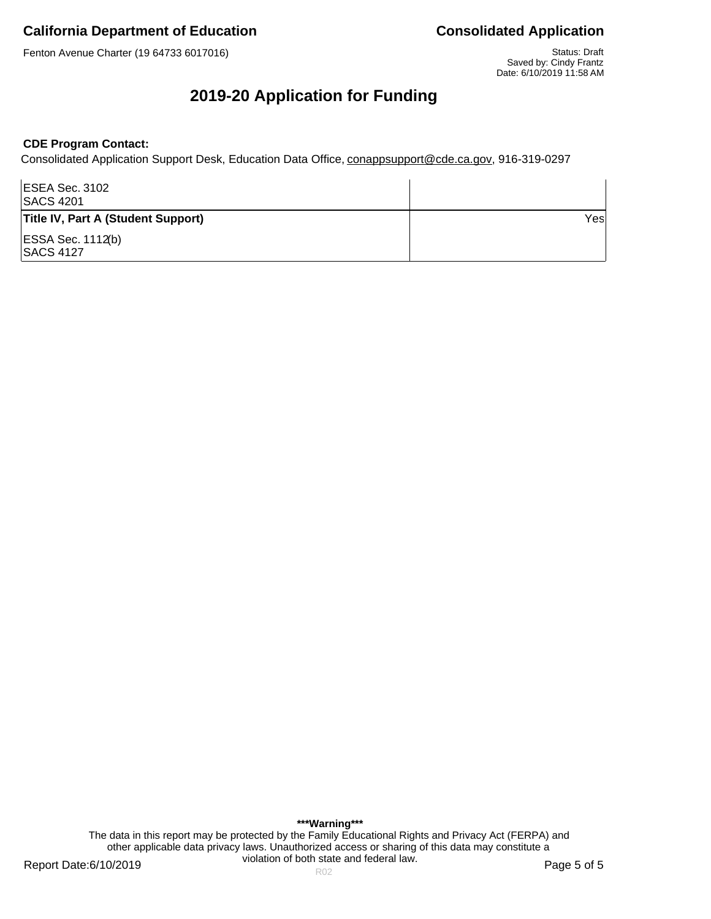**California Department of Education** **Consolidated Application**

Fenton Avenue Charter (19 64733 6017016)

Status: Draft
Saved by: Cindy Frantz
Date: 6/10/2019 11:58 AM

# 2019-20 Application for Funding

**CDE Program Contact:**

Consolidated Application Support Desk, Education Data Office, conappsupport@cde.ca.gov, 916-319-0297

| | |
|---|---|
| ESEA Sec. 3102<br>SACS 4201 | |
| **Title IV, Part A (Student Support)** | Yes |
| ESSA Sec. 1112(b)<br>SACS 4127 | |

**\*\*\*Warning\*\*\***

The data in this report may be protected by the Family Educational Rights and Privacy Act (FERPA) and other applicable data privacy laws. Unauthorized access or sharing of this data may constitute a violation of both state and federal law.

Report Date:6/10/2019

R02